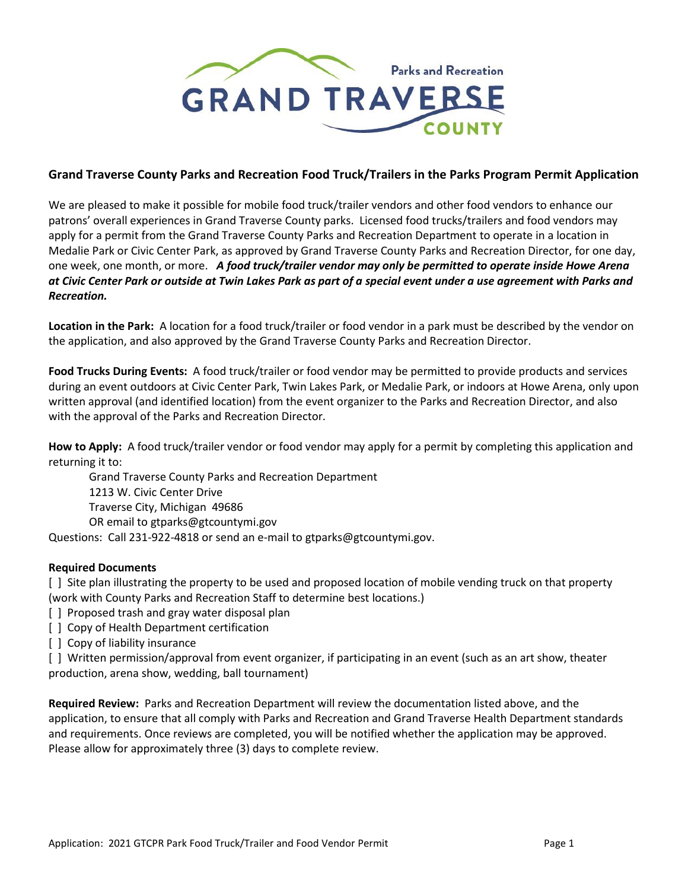Parks and Recreation

GRAND TRAVERSE

COUNTY

## Grand Traverse County Parks and Recreation Food Truck/Trailers in the Parks Program Permit Application

We are pleased to make it possible for mobile food truck/trailer vendors and other food vendors to enhance our patrons' overall experiences in Grand Traverse County parks. Licensed food trucks/trailers and food vendors may apply for a permit from the Grand Traverse County Parks and Recreation Department to operate in a location in Medalie Park or Civic Center Park, as approved by Grand Traverse County Parks and Recreation Director, for one day, one week, one month, or more. ***A food truck/trailer vendor may only be permitted to operate inside Howe Arena at Civic Center Park or outside at Twin Lakes Park as part of a special event under a use agreement with Parks and Recreation.***

**Location in the Park:** A location for a food truck/trailer or food vendor in a park must be described by the vendor on the application, and also approved by the Grand Traverse County Parks and Recreation Director.

**Food Trucks During Events:** A food truck/trailer or food vendor may be permitted to provide products and services during an event outdoors at Civic Center Park, Twin Lakes Park, or Medalie Park, or indoors at Howe Arena, only upon written approval (and identified location) from the event organizer to the Parks and Recreation Director, and also with the approval of the Parks and Recreation Director.

**How to Apply:** A food truck/trailer vendor or food vendor may apply for a permit by completing this application and returning it to:

Grand Traverse County Parks and Recreation Department
1213 W. Civic Center Drive
Traverse City, Michigan 49686
OR email to gtparks@gtcountymi.gov

Questions: Call 231-922-4818 or send an e-mail to gtparks@gtcountymi.gov.

**Required Documents**

[ ] Site plan illustrating the property to be used and proposed location of mobile vending truck on that property (work with County Parks and Recreation Staff to determine best locations.)

[ ] Proposed trash and gray water disposal plan

[ ] Copy of Health Department certification

[ ] Copy of liability insurance

[ ] Written permission/approval from event organizer, if participating in an event (such as an art show, theater production, arena show, wedding, ball tournament)

**Required Review:** Parks and Recreation Department will review the documentation listed above, and the application, to ensure that all comply with Parks and Recreation and Grand Traverse Health Department standards and requirements. Once reviews are completed, you will be notified whether the application may be approved. Please allow for approximately three (3) days to complete review.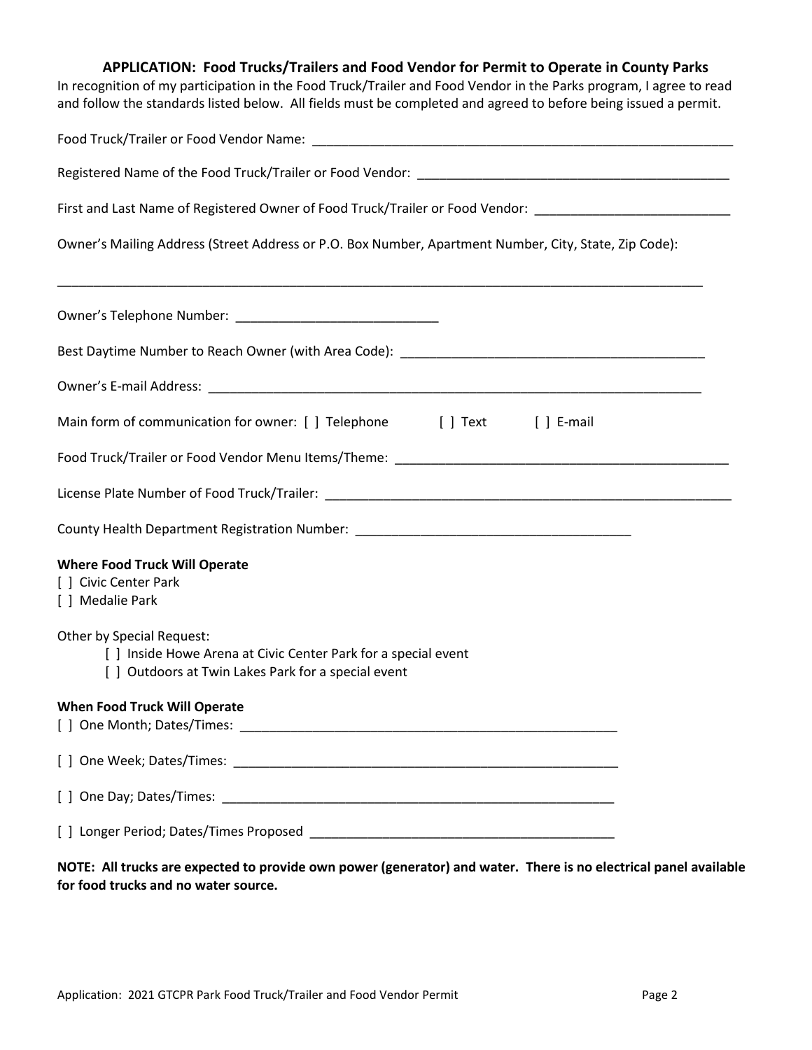**APPLICATION: Food Trucks/Trailers and Food Vendor for Permit to Operate in County Parks**

In recognition of my participation in the Food Truck/Trailer and Food Vendor in the Parks program, I agree to read and follow the standards listed below. All fields must be completed and agreed to before being issued a permit.

Food Truck/Trailer or Food Vendor Name: ___________________________________________________________

Registered Name of the Food Truck/Trailer or Food Vendor: _____________________________________________

First and Last Name of Registered Owner of Food Truck/Trailer or Food Vendor: ___________________________

Owner's Mailing Address (Street Address or P.O. Box Number, Apartment Number, City, State, Zip Code):

_____________________________________________________________________________________________

Owner's Telephone Number: ____________________________

Best Daytime Number to Reach Owner (with Area Code): ___________________________________________

Owner's E-mail Address: _______________________________________________________________________

Main form of communication for owner: [ ] Telephone [ ] Text [ ] E-mail

Food Truck/Trailer or Food Vendor Menu Items/Theme: _______________________________________________

License Plate Number of Food Truck/Trailer: _________________________________________________________

County Health Department Registration Number: ______________________________________

**Where Food Truck Will Operate**

[ ] Civic Center Park
[ ] Medalie Park

Other by Special Request:

- [ ] Inside Howe Arena at Civic Center Park for a special event
- [ ] Outdoors at Twin Lakes Park for a special event

**When Food Truck Will Operate**

[ ] One Month; Dates/Times: ______________________________________________________

[ ] One Week; Dates/Times: _______________________________________________________

[ ] One Day; Dates/Times: _________________________________________________________

[ ] Longer Period; Dates/Times Proposed ____________________________________________

**NOTE: All trucks are expected to provide own power (generator) and water. There is no electrical panel available for food trucks and no water source.**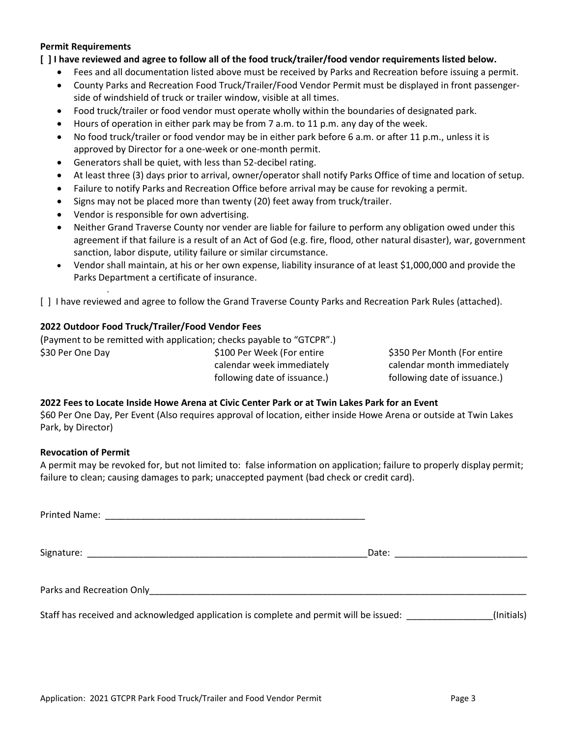**Permit Requirements**

**[ ] I have reviewed and agree to follow all of the food truck/trailer/food vendor requirements listed below.**

- Fees and all documentation listed above must be received by Parks and Recreation before issuing a permit.
- County Parks and Recreation Food Truck/Trailer/Food Vendor Permit must be displayed in front passenger-side of windshield of truck or trailer window, visible at all times.
- Food truck/trailer or food vendor must operate wholly within the boundaries of designated park.
- Hours of operation in either park may be from 7 a.m. to 11 p.m. any day of the week.
- No food truck/trailer or food vendor may be in either park before 6 a.m. or after 11 p.m., unless it is approved by Director for a one-week or one-month permit.
- Generators shall be quiet, with less than 52-decibel rating.
- At least three (3) days prior to arrival, owner/operator shall notify Parks Office of time and location of setup.
- Failure to notify Parks and Recreation Office before arrival may be cause for revoking a permit.
- Signs may not be placed more than twenty (20) feet away from truck/trailer.
- Vendor is responsible for own advertising.
- Neither Grand Traverse County nor vender are liable for failure to perform any obligation owed under this agreement if that failure is a result of an Act of God (e.g. fire, flood, other natural disaster), war, government sanction, labor dispute, utility failure or similar circumstance.
- Vendor shall maintain, at his or her own expense, liability insurance of at least $1,000,000 and provide the Parks Department a certificate of insurance.

[ ] I have reviewed and agree to follow the Grand Traverse County Parks and Recreation Park Rules (attached).

**2022 Outdoor Food Truck/Trailer/Food Vendor Fees**

(Payment to be remitted with application; checks payable to "GTCPR".)

| | | |
|---|---|---|
| $30 Per One Day | $100 Per Week (For entire calendar week immediately following date of issuance.) | $350 Per Month (For entire calendar month immediately following date of issuance.) |

**2022 Fees to Locate Inside Howe Arena at Civic Center Park or at Twin Lakes Park for an Event**

$60 Per One Day, Per Event (Also requires approval of location, either inside Howe Arena or outside at Twin Lakes Park, by Director)

**Revocation of Permit**

A permit may be revoked for, but not limited to: false information on application; failure to properly display permit; failure to clean; causing damages to park; unaccepted payment (bad check or credit card).

Printed Name: ______________________________________________________

Signature: __________________________________________________________ Date: __________________________

Parks and Recreation Only______________________________________________________________________________

Staff has received and acknowledged application is complete and permit will be issued: _________________(Initials)

Application: 2021 GTCPR Park Food Truck/Trailer and Food Vendor Permit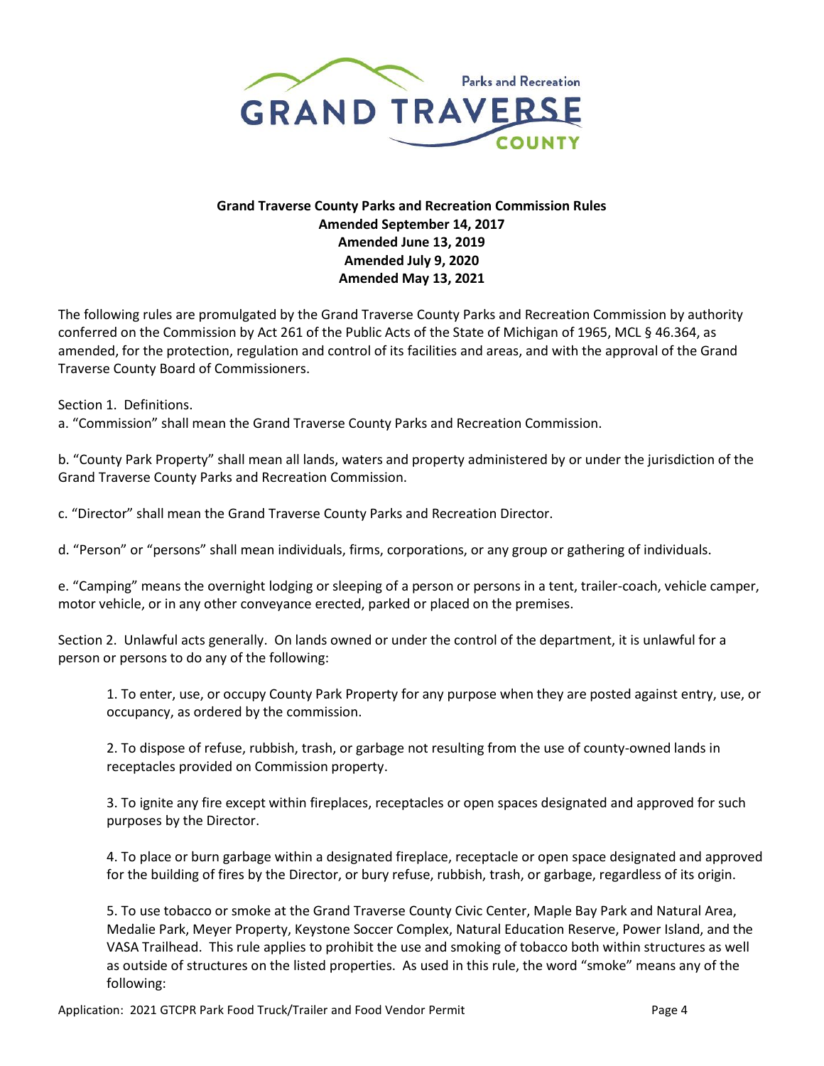Parks and Recreation

GRAND TRAVERSE COUNTY

**Grand Traverse County Parks and Recreation Commission Rules**
**Amended September 14, 2017**
**Amended June 13, 2019**
**Amended July 9, 2020**
**Amended May 13, 2021**

The following rules are promulgated by the Grand Traverse County Parks and Recreation Commission by authority conferred on the Commission by Act 261 of the Public Acts of the State of Michigan of 1965, MCL § 46.364, as amended, for the protection, regulation and control of its facilities and areas, and with the approval of the Grand Traverse County Board of Commissioners.

Section 1. Definitions.
a. "Commission" shall mean the Grand Traverse County Parks and Recreation Commission.

b. "County Park Property" shall mean all lands, waters and property administered by or under the jurisdiction of the Grand Traverse County Parks and Recreation Commission.

c. "Director" shall mean the Grand Traverse County Parks and Recreation Director.

d. "Person" or "persons" shall mean individuals, firms, corporations, or any group or gathering of individuals.

e. "Camping" means the overnight lodging or sleeping of a person or persons in a tent, trailer-coach, vehicle camper, motor vehicle, or in any other conveyance erected, parked or placed on the premises.

Section 2. Unlawful acts generally. On lands owned or under the control of the department, it is unlawful for a person or persons to do any of the following:

1. To enter, use, or occupy County Park Property for any purpose when they are posted against entry, use, or occupancy, as ordered by the commission.

2. To dispose of refuse, rubbish, trash, or garbage not resulting from the use of county-owned lands in receptacles provided on Commission property.

3. To ignite any fire except within fireplaces, receptacles or open spaces designated and approved for such purposes by the Director.

4. To place or burn garbage within a designated fireplace, receptacle or open space designated and approved for the building of fires by the Director, or bury refuse, rubbish, trash, or garbage, regardless of its origin.

5. To use tobacco or smoke at the Grand Traverse County Civic Center, Maple Bay Park and Natural Area, Medalie Park, Meyer Property, Keystone Soccer Complex, Natural Education Reserve, Power Island, and the VASA Trailhead. This rule applies to prohibit the use and smoking of tobacco both within structures as well as outside of structures on the listed properties. As used in this rule, the word "smoke" means any of the following: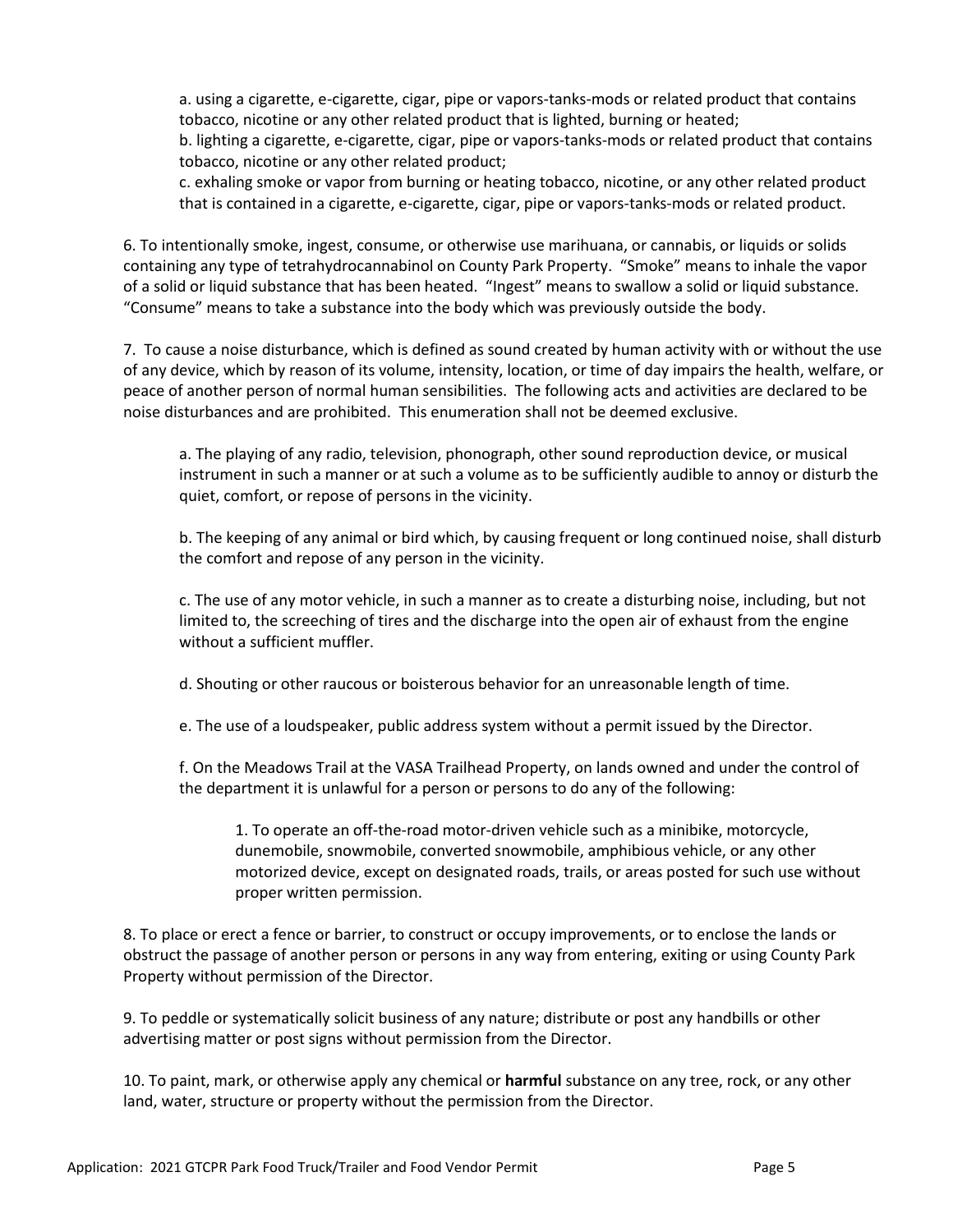a. using a cigarette, e-cigarette, cigar, pipe or vapors-tanks-mods or related product that contains tobacco, nicotine or any other related product that is lighted, burning or heated;
b. lighting a cigarette, e-cigarette, cigar, pipe or vapors-tanks-mods or related product that contains tobacco, nicotine or any other related product;
c. exhaling smoke or vapor from burning or heating tobacco, nicotine, or any other related product that is contained in a cigarette, e-cigarette, cigar, pipe or vapors-tanks-mods or related product.

6. To intentionally smoke, ingest, consume, or otherwise use marihuana, or cannabis, or liquids or solids containing any type of tetrahydrocannabinol on County Park Property. "Smoke" means to inhale the vapor of a solid or liquid substance that has been heated. "Ingest" means to swallow a solid or liquid substance. "Consume" means to take a substance into the body which was previously outside the body.

7. To cause a noise disturbance, which is defined as sound created by human activity with or without the use of any device, which by reason of its volume, intensity, location, or time of day impairs the health, welfare, or peace of another person of normal human sensibilities. The following acts and activities are declared to be noise disturbances and are prohibited. This enumeration shall not be deemed exclusive.

a. The playing of any radio, television, phonograph, other sound reproduction device, or musical instrument in such a manner or at such a volume as to be sufficiently audible to annoy or disturb the quiet, comfort, or repose of persons in the vicinity.

b. The keeping of any animal or bird which, by causing frequent or long continued noise, shall disturb the comfort and repose of any person in the vicinity.

c. The use of any motor vehicle, in such a manner as to create a disturbing noise, including, but not limited to, the screeching of tires and the discharge into the open air of exhaust from the engine without a sufficient muffler.

d. Shouting or other raucous or boisterous behavior for an unreasonable length of time.

e. The use of a loudspeaker, public address system without a permit issued by the Director.

f. On the Meadows Trail at the VASA Trailhead Property, on lands owned and under the control of the department it is unlawful for a person or persons to do any of the following:

1. To operate an off-the-road motor-driven vehicle such as a minibike, motorcycle, dunemobile, snowmobile, converted snowmobile, amphibious vehicle, or any other motorized device, except on designated roads, trails, or areas posted for such use without proper written permission.

8. To place or erect a fence or barrier, to construct or occupy improvements, or to enclose the lands or obstruct the passage of another person or persons in any way from entering, exiting or using County Park Property without permission of the Director.

9. To peddle or systematically solicit business of any nature; distribute or post any handbills or other advertising matter or post signs without permission from the Director.

10. To paint, mark, or otherwise apply any chemical or **harmful** substance on any tree, rock, or any other land, water, structure or property without the permission from the Director.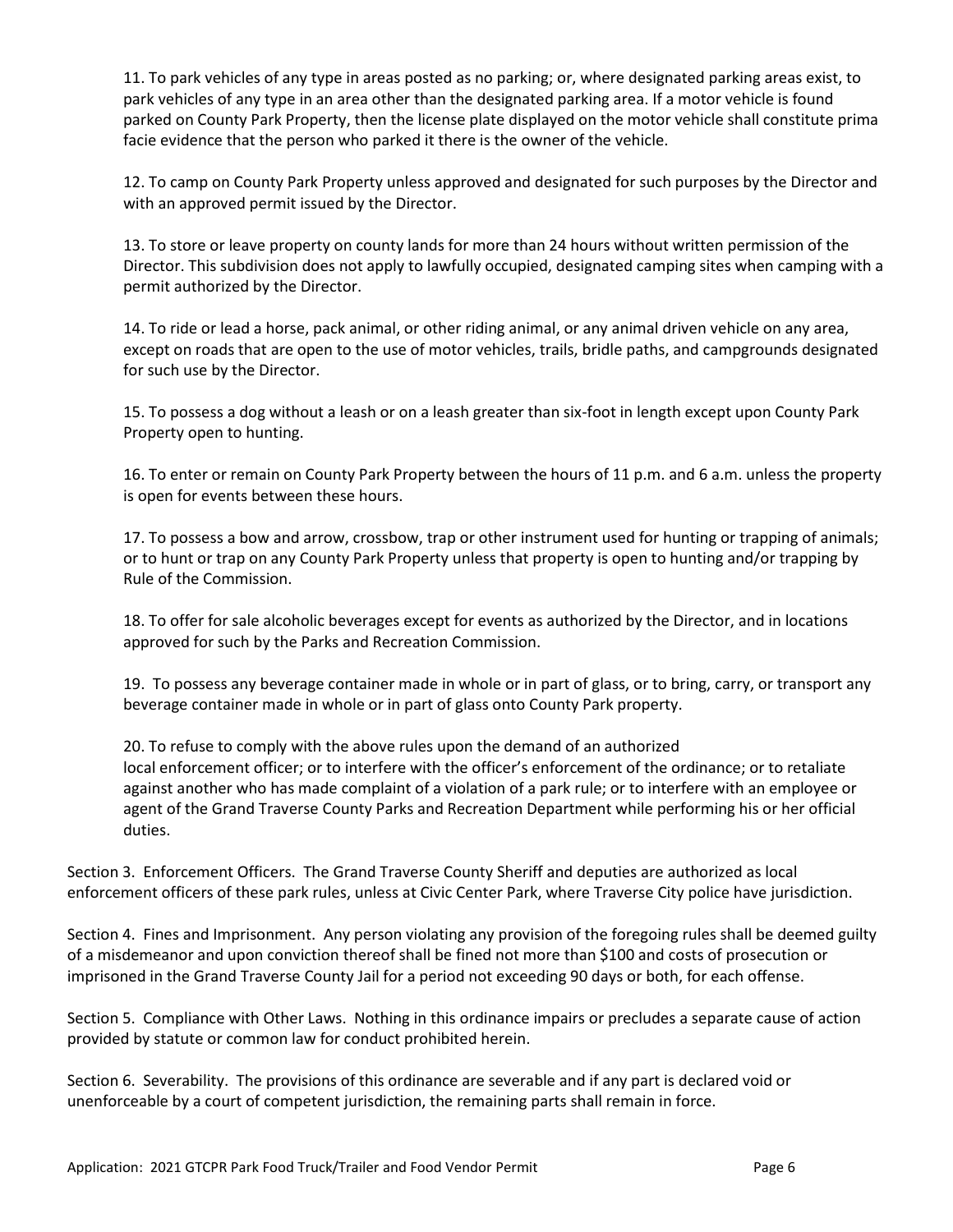11. To park vehicles of any type in areas posted as no parking; or, where designated parking areas exist, to park vehicles of any type in an area other than the designated parking area. If a motor vehicle is found parked on County Park Property, then the license plate displayed on the motor vehicle shall constitute prima facie evidence that the person who parked it there is the owner of the vehicle.

12. To camp on County Park Property unless approved and designated for such purposes by the Director and with an approved permit issued by the Director.

13. To store or leave property on county lands for more than 24 hours without written permission of the Director. This subdivision does not apply to lawfully occupied, designated camping sites when camping with a permit authorized by the Director.

14. To ride or lead a horse, pack animal, or other riding animal, or any animal driven vehicle on any area, except on roads that are open to the use of motor vehicles, trails, bridle paths, and campgrounds designated for such use by the Director.

15. To possess a dog without a leash or on a leash greater than six-foot in length except upon County Park Property open to hunting.

16. To enter or remain on County Park Property between the hours of 11 p.m. and 6 a.m. unless the property is open for events between these hours.

17. To possess a bow and arrow, crossbow, trap or other instrument used for hunting or trapping of animals; or to hunt or trap on any County Park Property unless that property is open to hunting and/or trapping by Rule of the Commission.

18. To offer for sale alcoholic beverages except for events as authorized by the Director, and in locations approved for such by the Parks and Recreation Commission.

19. To possess any beverage container made in whole or in part of glass, or to bring, carry, or transport any beverage container made in whole or in part of glass onto County Park property.

20. To refuse to comply with the above rules upon the demand of an authorized local enforcement officer; or to interfere with the officer's enforcement of the ordinance; or to retaliate against another who has made complaint of a violation of a park rule; or to interfere with an employee or agent of the Grand Traverse County Parks and Recreation Department while performing his or her official duties.

Section 3. Enforcement Officers. The Grand Traverse County Sheriff and deputies are authorized as local enforcement officers of these park rules, unless at Civic Center Park, where Traverse City police have jurisdiction.

Section 4. Fines and Imprisonment. Any person violating any provision of the foregoing rules shall be deemed guilty of a misdemeanor and upon conviction thereof shall be fined not more than $100 and costs of prosecution or imprisoned in the Grand Traverse County Jail for a period not exceeding 90 days or both, for each offense.

Section 5. Compliance with Other Laws. Nothing in this ordinance impairs or precludes a separate cause of action provided by statute or common law for conduct prohibited herein.

Section 6. Severability. The provisions of this ordinance are severable and if any part is declared void or unenforceable by a court of competent jurisdiction, the remaining parts shall remain in force.